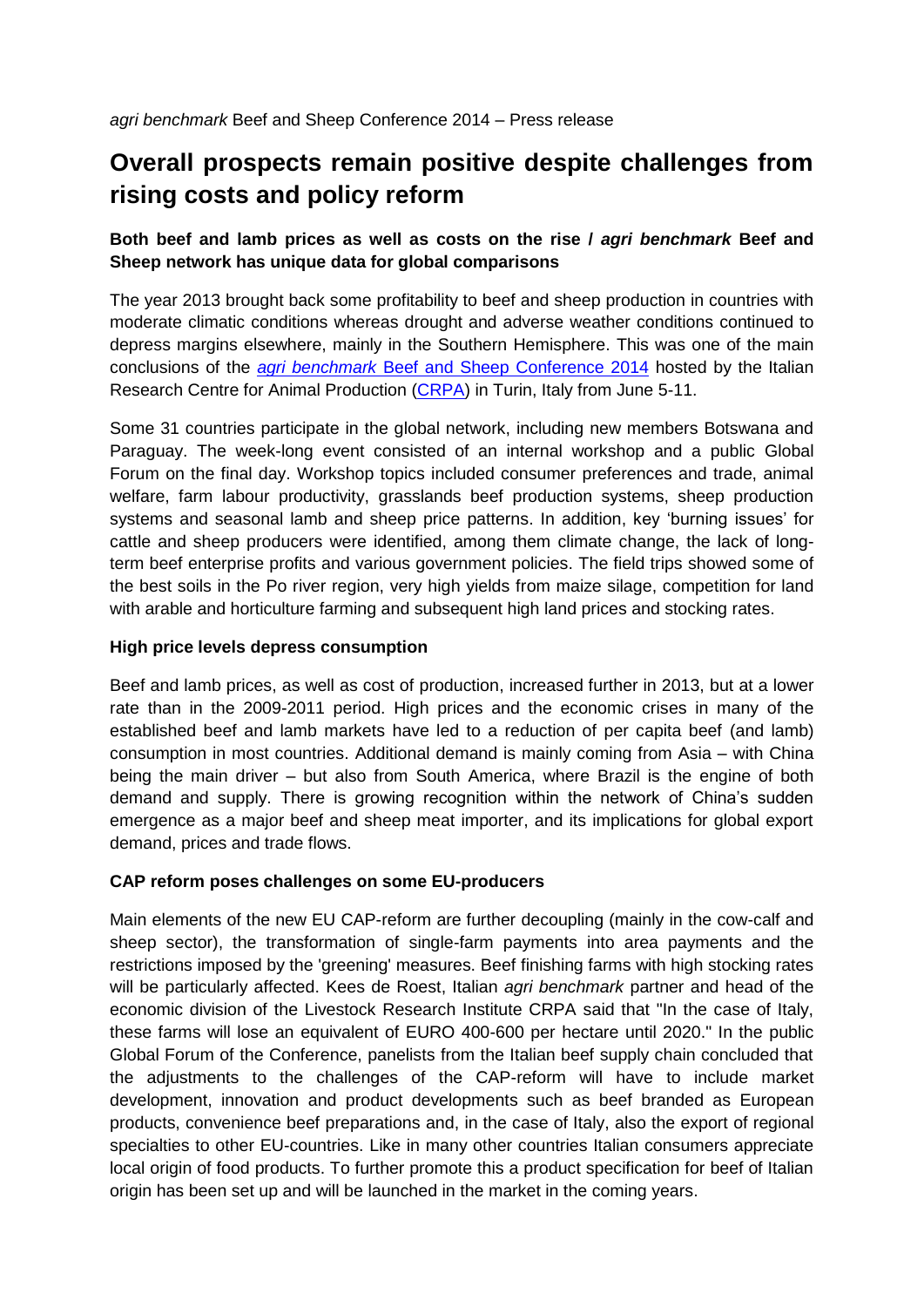*agri benchmark* Beef and Sheep Conference 2014 – Press release

# Overall prospects remain positive despite challenges from rising costs and policy reform

### Both beef and lamb prices as well as costs on the rise / *agri benchmark* Beef and Sheep network has unique data for global comparisons

The year 2013 brought back some profitability to beef and sheep production in countries with moderate climatic conditions whereas drought and adverse weather conditions continued to depress margins elsewhere, mainly in the Southern Hemisphere. This was one of the main conclusions of the *agri benchmark* Beef and Sheep Conference 2014 hosted by the Italian Research Centre for Animal Production (CRPA) in Turin, Italy from June 5-11.

Some 31 countries participate in the global network, including new members Botswana and Paraguay. The week-long event consisted of an internal workshop and a public Global Forum on the final day. Workshop topics included consumer preferences and trade, animal welfare, farm labour productivity, grasslands beef production systems, sheep production systems and seasonal lamb and sheep price patterns. In addition, key 'burning issues' for cattle and sheep producers were identified, among them climate change, the lack of long-term beef enterprise profits and various government policies. The field trips showed some of the best soils in the Po river region, very high yields from maize silage, competition for land with arable and horticulture farming and subsequent high land prices and stocking rates.

### High price levels depress consumption

Beef and lamb prices, as well as cost of production, increased further in 2013, but at a lower rate than in the 2009-2011 period. High prices and the economic crises in many of the established beef and lamb markets have led to a reduction of per capita beef (and lamb) consumption in most countries. Additional demand is mainly coming from Asia – with China being the main driver – but also from South America, where Brazil is the engine of both demand and supply. There is growing recognition within the network of China's sudden emergence as a major beef and sheep meat importer, and its implications for global export demand, prices and trade flows.

### CAP reform poses challenges on some EU-producers

Main elements of the new EU CAP-reform are further decoupling (mainly in the cow-calf and sheep sector), the transformation of single-farm payments into area payments and the restrictions imposed by the 'greening' measures. Beef finishing farms with high stocking rates will be particularly affected. Kees de Roest, Italian *agri benchmark* partner and head of the economic division of the Livestock Research Institute CRPA said that "In the case of Italy, these farms will lose an equivalent of EURO 400-600 per hectare until 2020." In the public Global Forum of the Conference, panelists from the Italian beef supply chain concluded that the adjustments to the challenges of the CAP-reform will have to include market development, innovation and product developments such as beef branded as European products, convenience beef preparations and, in the case of Italy, also the export of regional specialties to other EU-countries. Like in many other countries Italian consumers appreciate local origin of food products. To further promote this a product specification for beef of Italian origin has been set up and will be launched in the market in the coming years.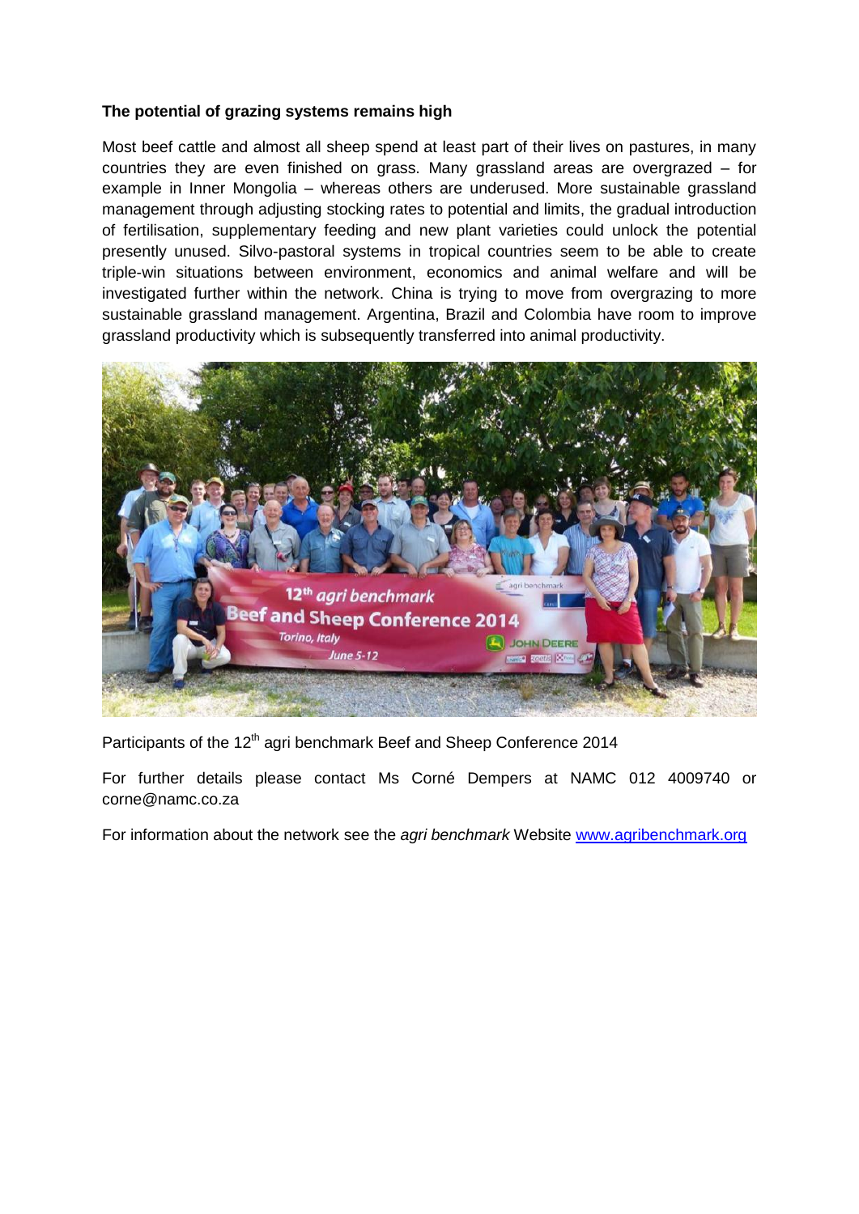**The potential of grazing systems remains high**

Most beef cattle and almost all sheep spend at least part of their lives on pastures, in many countries they are even finished on grass. Many grassland areas are overgrazed – for example in Inner Mongolia – whereas others are underused. More sustainable grassland management through adjusting stocking rates to potential and limits, the gradual introduction of fertilisation, supplementary feeding and new plant varieties could unlock the potential presently unused. Silvo-pastoral systems in tropical countries seem to be able to create triple-win situations between environment, economics and animal welfare and will be investigated further within the network. China is trying to move from overgrazing to more sustainable grassland management. Argentina, Brazil and Colombia have room to improve grassland productivity which is subsequently transferred into animal productivity.

Participants of the 12th agri benchmark Beef and Sheep Conference 2014

For further details please contact Ms Corné Dempers at NAMC 012 4009740 or corne@namc.co.za

For information about the network see the *agri benchmark* Website www.agribenchmark.org